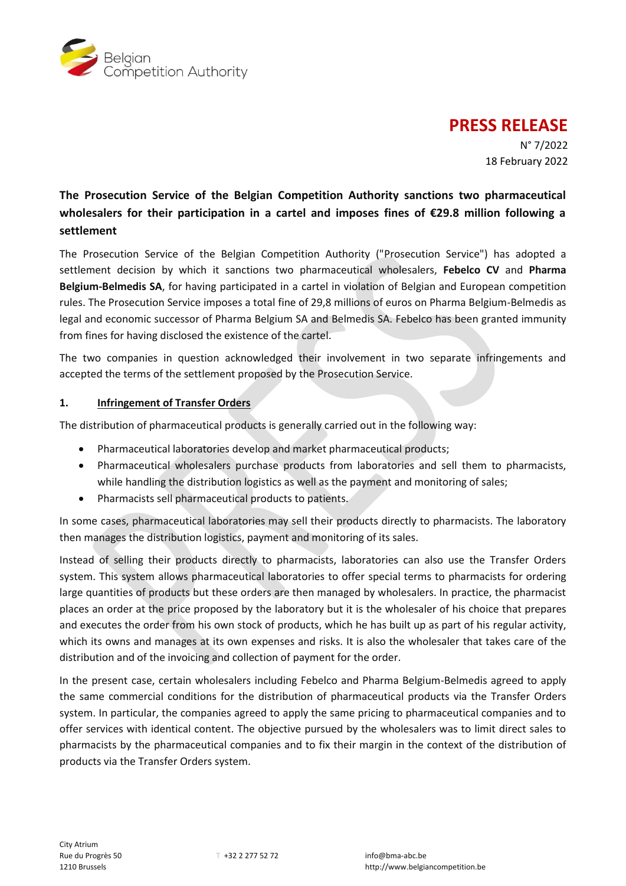Belgian Competition Authority

# PRESS RELEASE

N° 7/2022
18 February 2022

## The Prosecution Service of the Belgian Competition Authority sanctions two pharmaceutical wholesalers for their participation in a cartel and imposes fines of €29.8 million following a settlement

The Prosecution Service of the Belgian Competition Authority ("Prosecution Service") has adopted a settlement decision by which it sanctions two pharmaceutical wholesalers, **Febelco CV** and **Pharma Belgium-Belmedis SA**, for having participated in a cartel in violation of Belgian and European competition rules. The Prosecution Service imposes a total fine of 29,8 millions of euros on Pharma Belgium-Belmedis as legal and economic successor of Pharma Belgium SA and Belmedis SA. Febelco has been granted immunity from fines for having disclosed the existence of the cartel.

The two companies in question acknowledged their involvement in two separate infringements and accepted the terms of the settlement proposed by the Prosecution Service.

### 1. Infringement of Transfer Orders

The distribution of pharmaceutical products is generally carried out in the following way:

- Pharmaceutical laboratories develop and market pharmaceutical products;
- Pharmaceutical wholesalers purchase products from laboratories and sell them to pharmacists, while handling the distribution logistics as well as the payment and monitoring of sales;
- Pharmacists sell pharmaceutical products to patients.

In some cases, pharmaceutical laboratories may sell their products directly to pharmacists. The laboratory then manages the distribution logistics, payment and monitoring of its sales.

Instead of selling their products directly to pharmacists, laboratories can also use the Transfer Orders system. This system allows pharmaceutical laboratories to offer special terms to pharmacists for ordering large quantities of products but these orders are then managed by wholesalers. In practice, the pharmacist places an order at the price proposed by the laboratory but it is the wholesaler of his choice that prepares and executes the order from his own stock of products, which he has built up as part of his regular activity, which its owns and manages at its own expenses and risks. It is also the wholesaler that takes care of the distribution and of the invoicing and collection of payment for the order.

In the present case, certain wholesalers including Febelco and Pharma Belgium-Belmedis agreed to apply the same commercial conditions for the distribution of pharmaceutical products via the Transfer Orders system. In particular, the companies agreed to apply the same pricing to pharmaceutical companies and to offer services with identical content. The objective pursued by the wholesalers was to limit direct sales to pharmacists by the pharmaceutical companies and to fix their margin in the context of the distribution of products via the Transfer Orders system.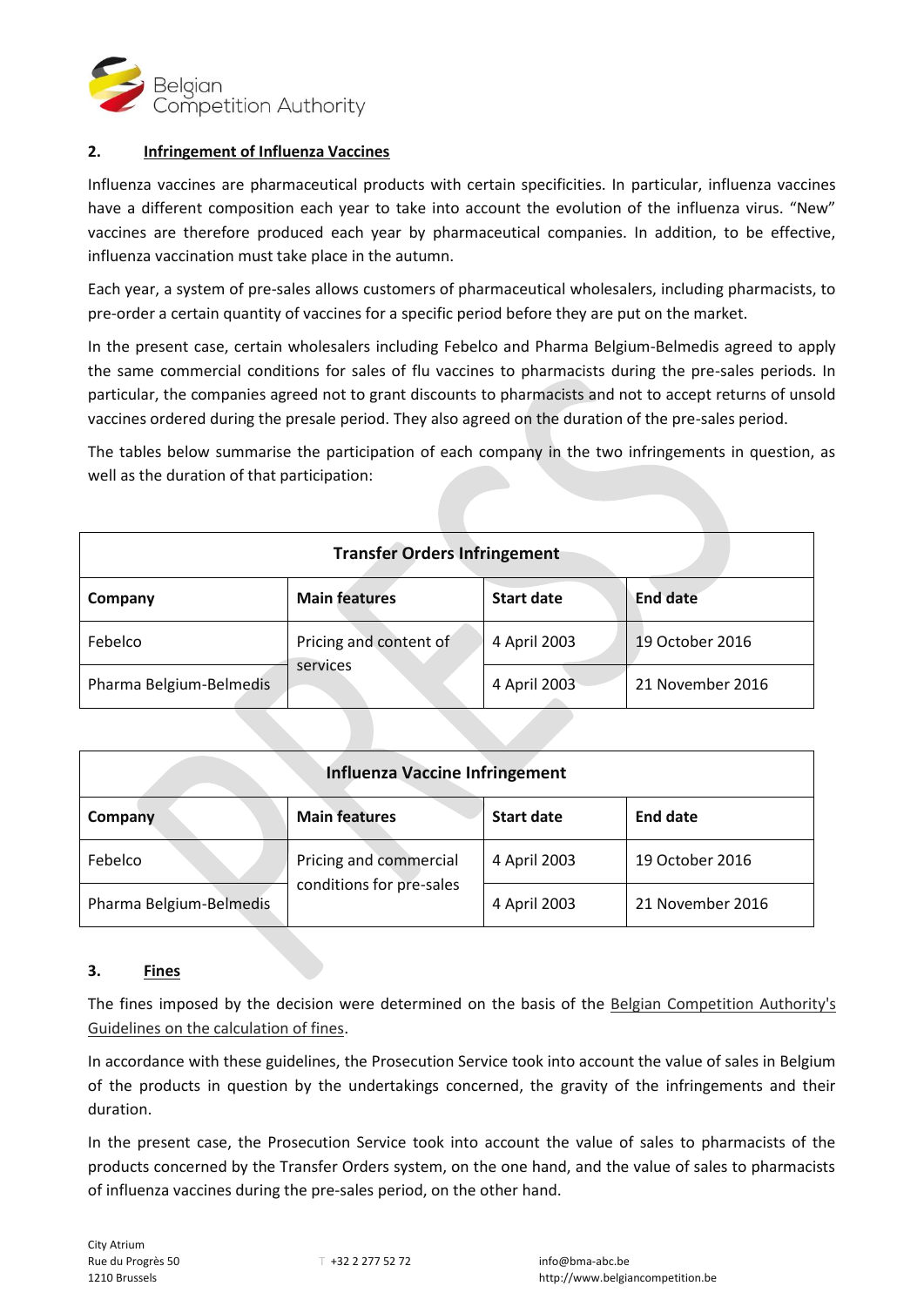## 2. Infringement of Influenza Vaccines

Influenza vaccines are pharmaceutical products with certain specificities. In particular, influenza vaccines have a different composition each year to take into account the evolution of the influenza virus. "New" vaccines are therefore produced each year by pharmaceutical companies. In addition, to be effective, influenza vaccination must take place in the autumn.

Each year, a system of pre-sales allows customers of pharmaceutical wholesalers, including pharmacists, to pre-order a certain quantity of vaccines for a specific period before they are put on the market.

In the present case, certain wholesalers including Febelco and Pharma Belgium-Belmedis agreed to apply the same commercial conditions for sales of flu vaccines to pharmacists during the pre-sales periods. In particular, the companies agreed not to grant discounts to pharmacists and not to accept returns of unsold vaccines ordered during the presale period. They also agreed on the duration of the pre-sales period.

The tables below summarise the participation of each company in the two infringements in question, as well as the duration of that participation:

| **Transfer Orders Infringement** | | | |
|---|---|---|---|
| **Company** | **Main features** | **Start date** | **End date** |
| Febelco | Pricing and content of services | 4 April 2003 | 19 October 2016 |
| Pharma Belgium-Belmedis | | 4 April 2003 | 21 November 2016 |

| **Influenza Vaccine Infringement** | | | |
|---|---|---|---|
| **Company** | **Main features** | **Start date** | **End date** |
| Febelco | Pricing and commercial conditions for pre-sales | 4 April 2003 | 19 October 2016 |
| Pharma Belgium-Belmedis | | 4 April 2003 | 21 November 2016 |

## 3. Fines

The fines imposed by the decision were determined on the basis of the Belgian Competition Authority's Guidelines on the calculation of fines.

In accordance with these guidelines, the Prosecution Service took into account the value of sales in Belgium of the products in question by the undertakings concerned, the gravity of the infringements and their duration.

In the present case, the Prosecution Service took into account the value of sales to pharmacists of the products concerned by the Transfer Orders system, on the one hand, and the value of sales to pharmacists of influenza vaccines during the pre-sales period, on the other hand.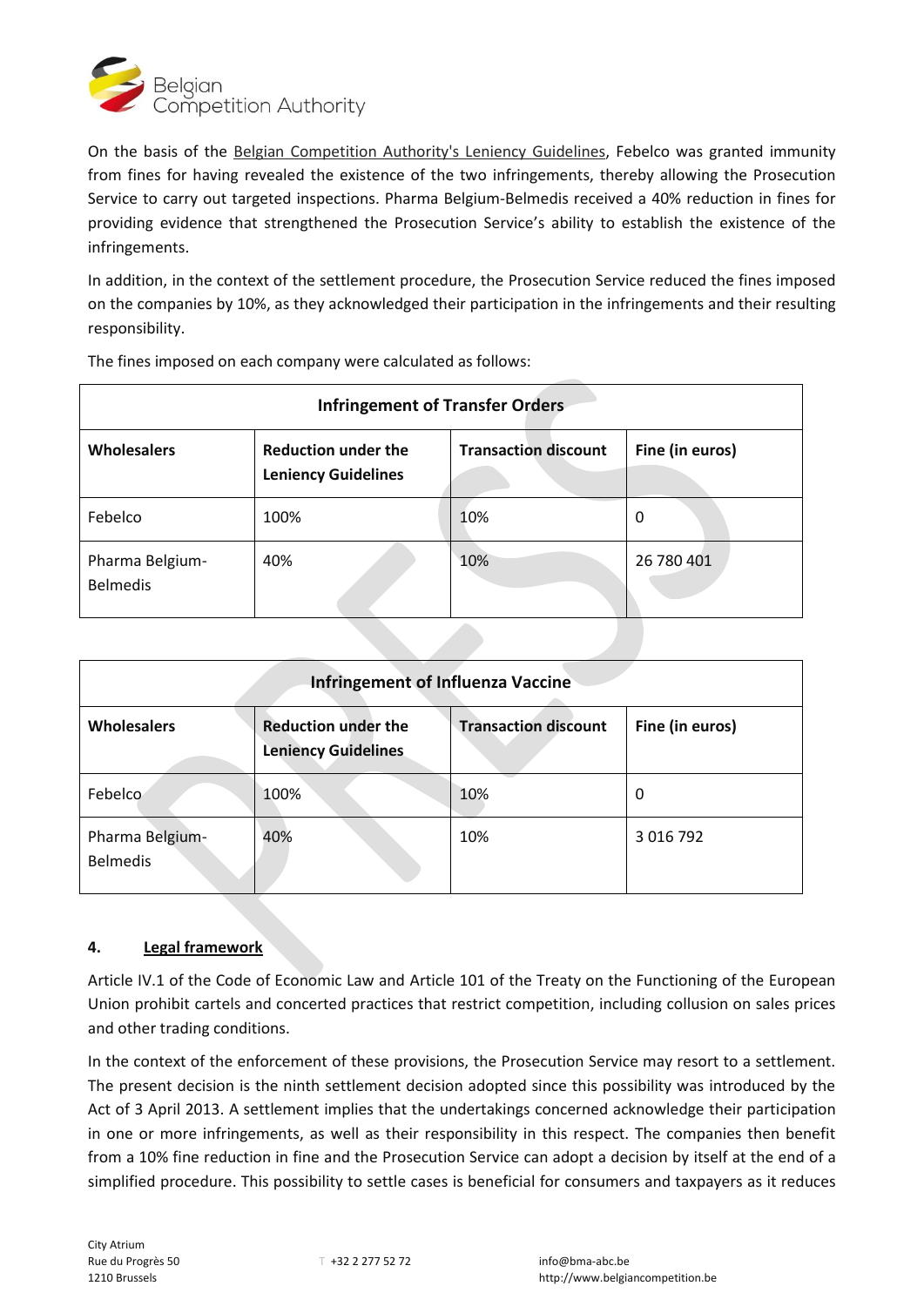On the basis of the Belgian Competition Authority's Leniency Guidelines, Febelco was granted immunity from fines for having revealed the existence of the two infringements, thereby allowing the Prosecution Service to carry out targeted inspections. Pharma Belgium-Belmedis received a 40% reduction in fines for providing evidence that strengthened the Prosecution Service's ability to establish the existence of the infringements.

In addition, in the context of the settlement procedure, the Prosecution Service reduced the fines imposed on the companies by 10%, as they acknowledged their participation in the infringements and their resulting responsibility.

The fines imposed on each company were calculated as follows:

| Infringement of Transfer Orders | | | |
|---|---|---|---|
| **Wholesalers** | **Reduction under the Leniency Guidelines** | **Transaction discount** | **Fine (in euros)** |
| Febelco | 100% | 10% | 0 |
| Pharma Belgium-Belmedis | 40% | 10% | 26 780 401 |

| Infringement of Influenza Vaccine | | | |
|---|---|---|---|
| **Wholesalers** | **Reduction under the Leniency Guidelines** | **Transaction discount** | **Fine (in euros)** |
| Febelco | 100% | 10% | 0 |
| Pharma Belgium-Belmedis | 40% | 10% | 3 016 792 |

## 4. Legal framework

Article IV.1 of the Code of Economic Law and Article 101 of the Treaty on the Functioning of the European Union prohibit cartels and concerted practices that restrict competition, including collusion on sales prices and other trading conditions.

In the context of the enforcement of these provisions, the Prosecution Service may resort to a settlement. The present decision is the ninth settlement decision adopted since this possibility was introduced by the Act of 3 April 2013. A settlement implies that the undertakings concerned acknowledge their participation in one or more infringements, as well as their responsibility in this respect. The companies then benefit from a 10% fine reduction in fine and the Prosecution Service can adopt a decision by itself at the end of a simplified procedure. This possibility to settle cases is beneficial for consumers and taxpayers as it reduces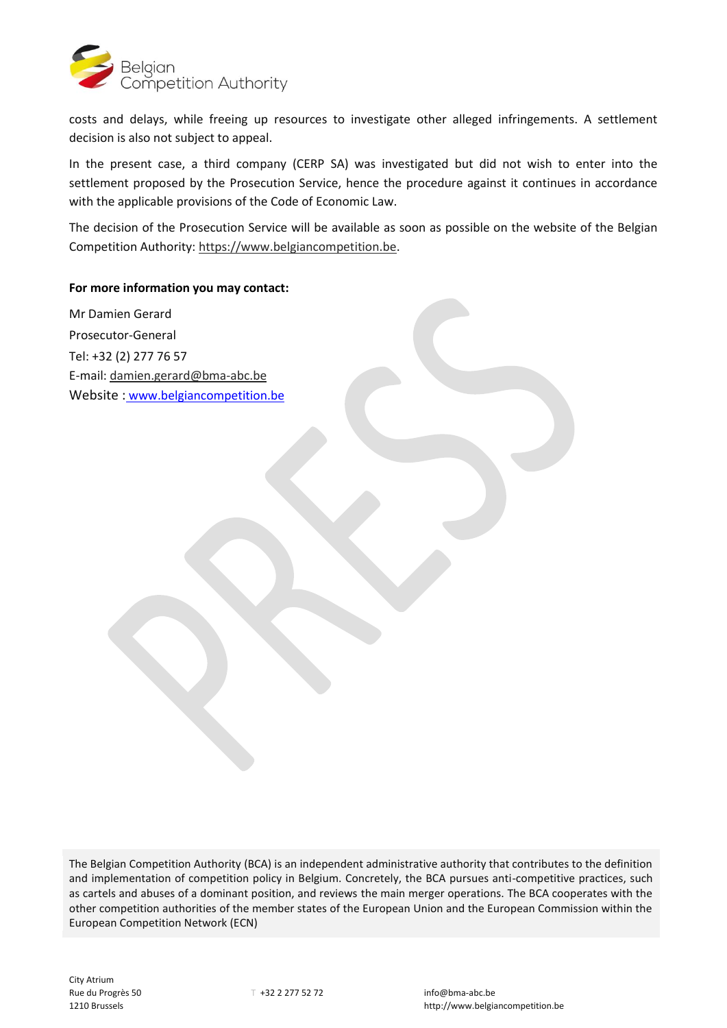costs and delays, while freeing up resources to investigate other alleged infringements. A settlement decision is also not subject to appeal.

In the present case, a third company (CERP SA) was investigated but did not wish to enter into the settlement proposed by the Prosecution Service, hence the procedure against it continues in accordance with the applicable provisions of the Code of Economic Law.

The decision of the Prosecution Service will be available as soon as possible on the website of the Belgian Competition Authority: https://www.belgiancompetition.be.

**For more information you may contact:**

Mr Damien Gerard
Prosecutor-General
Tel: +32 (2) 277 76 57
E-mail: damien.gerard@bma-abc.be
Website : www.belgiancompetition.be

The Belgian Competition Authority (BCA) is an independent administrative authority that contributes to the definition and implementation of competition policy in Belgium. Concretely, the BCA pursues anti-competitive practices, such as cartels and abuses of a dominant position, and reviews the main merger operations. The BCA cooperates with the other competition authorities of the member states of the European Union and the European Commission within the European Competition Network (ECN)

City Atrium
Rue du Progrès 50
1210 Brussels

T +32 2 277 52 72

info@bma-abc.be
http://www.belgiancompetition.be